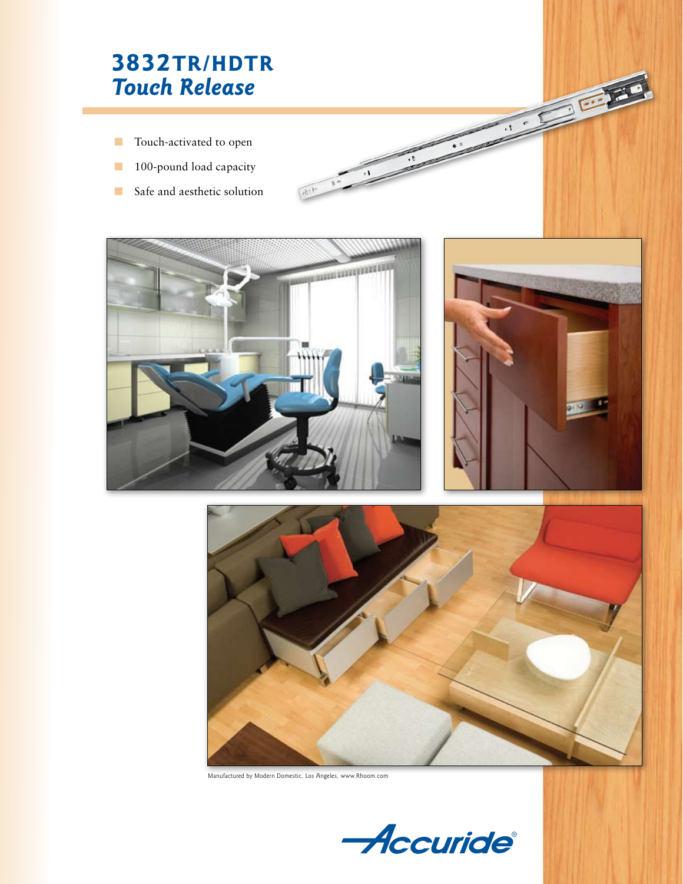# 3832TR/HDTR
## *Touch Release*

- Touch-activated to open
- 100-pound load capacity
- Safe and aesthetic solution

Manufactured by Modern Domestic, Los Angeles, www.Rhoom.com

Accuride®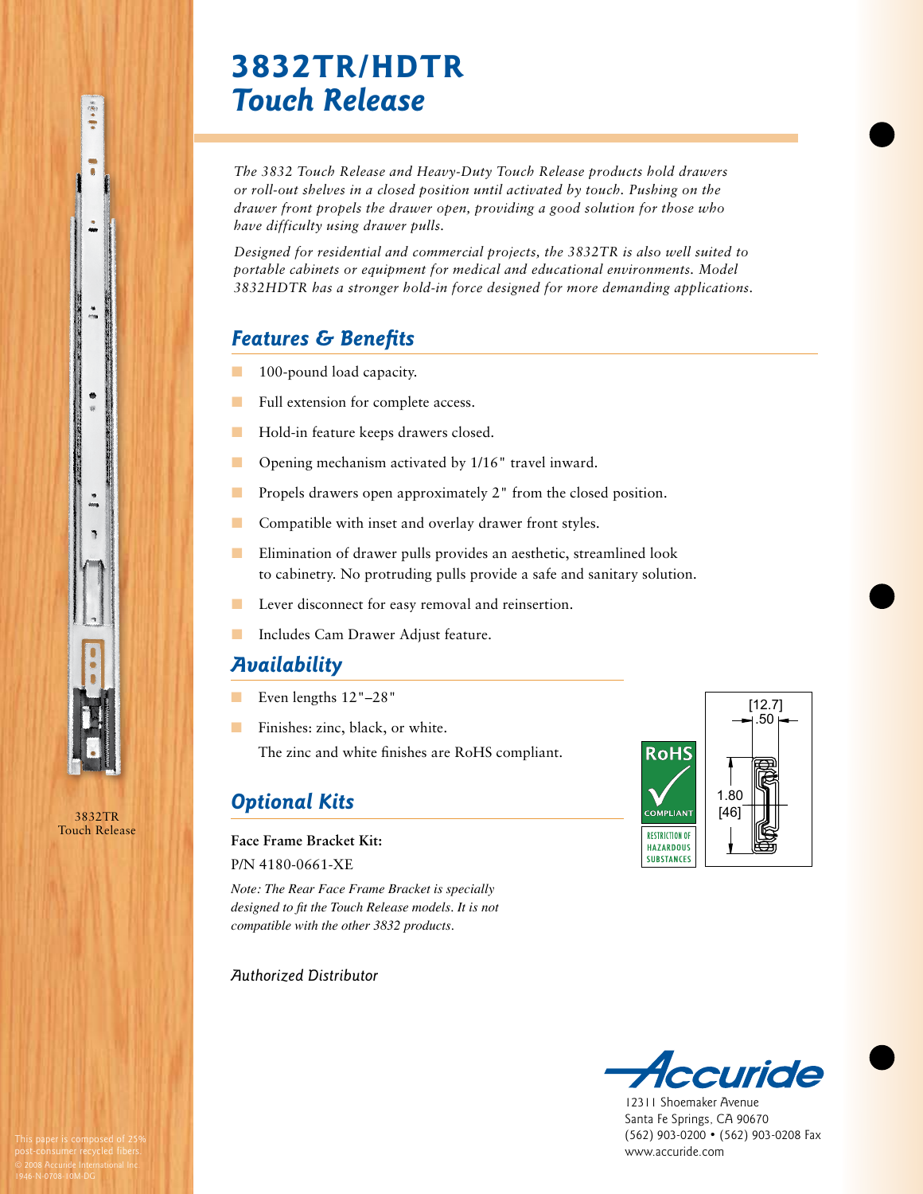# 3832TR/HDTR
## *Touch Release*

*The 3832 Touch Release and Heavy-Duty Touch Release products hold drawers or roll-out shelves in a closed position until activated by touch. Pushing on the drawer front propels the drawer open, providing a good solution for those who have difficulty using drawer pulls.*

*Designed for residential and commercial projects, the 3832TR is also well suited to portable cabinets or equipment for medical and educational environments. Model 3832HDTR has a stronger hold-in force designed for more demanding applications.*

## *Features & Benefits*

- 100-pound load capacity.
- Full extension for complete access.
- Hold-in feature keeps drawers closed.
- Opening mechanism activated by 1/16" travel inward.
- Propels drawers open approximately 2" from the closed position.
- Compatible with inset and overlay drawer front styles.
- Elimination of drawer pulls provides an aesthetic, streamlined look to cabinetry. No protruding pulls provide a safe and sanitary solution.
- Lever disconnect for easy removal and reinsertion.
- Includes Cam Drawer Adjust feature.

## *Availability*

- Even lengths 12"–28"
- Finishes: zinc, black, or white.
  The zinc and white finishes are RoHS compliant.

RoHS COMPLIANT
RESTRICTION OF HAZARDOUS SUBSTANCES

[12.7]
.50
1.80
[46]

## *Optional Kits*

**Face Frame Bracket Kit:**

P/N 4180-0661-XE

*Note: The Rear Face Frame Bracket is specially designed to fit the Touch Release models. It is not compatible with the other 3832 products.*

*Authorized Distributor*

3832TR
Touch Release

Accuride
12311 Shoemaker Avenue
Santa Fe Springs, CA 90670
(562) 903-0200 • (562) 903-0208 Fax
www.accuride.com

This paper is composed of 25% post-consumer recycled fibers.
© 2008 Accuride International Inc.
1946-N-0708-10M-DG